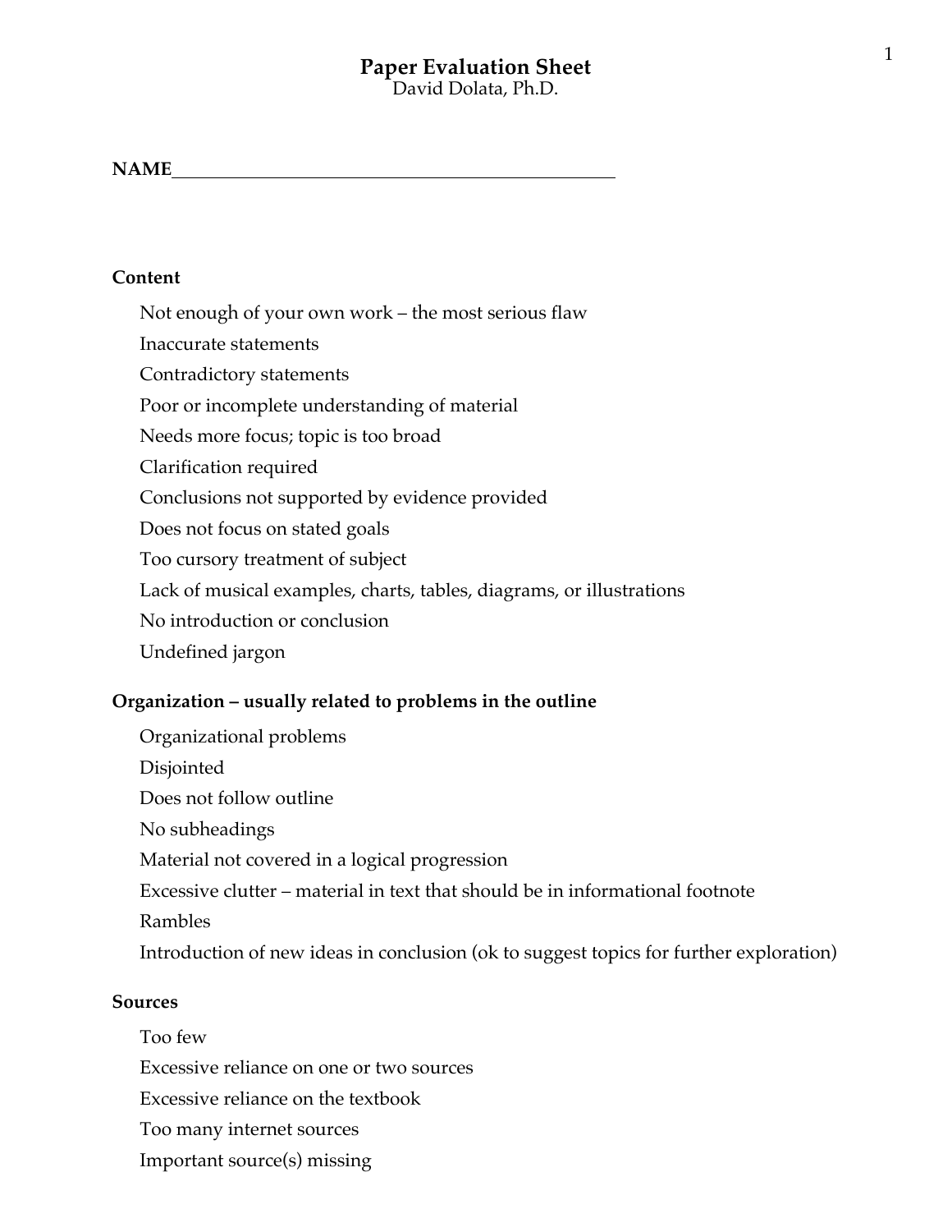# Paper Evaluation Sheet

David Dolata, Ph.D.

**NAME**\_\_\_\_\_\_\_\_\_\_\_\_\_\_\_\_\_\_\_\_\_\_\_\_\_\_\_\_\_\_\_\_\_\_\_\_\_\_\_\_\_\_\_\_

**Content**

Not enough of your own work – the most serious flaw

Inaccurate statements

Contradictory statements

Poor or incomplete understanding of material

Needs more focus; topic is too broad

Clarification required

Conclusions not supported by evidence provided

Does not focus on stated goals

Too cursory treatment of subject

Lack of musical examples, charts, tables, diagrams, or illustrations

No introduction or conclusion

Undefined jargon

**Organization – usually related to problems in the outline**

Organizational problems

Disjointed

Does not follow outline

No subheadings

Material not covered in a logical progression

Excessive clutter – material in text that should be in informational footnote

Rambles

Introduction of new ideas in conclusion (ok to suggest topics for further exploration)

**Sources**

Too few

Excessive reliance on one or two sources

Excessive reliance on the textbook

Too many internet sources

Important source(s) missing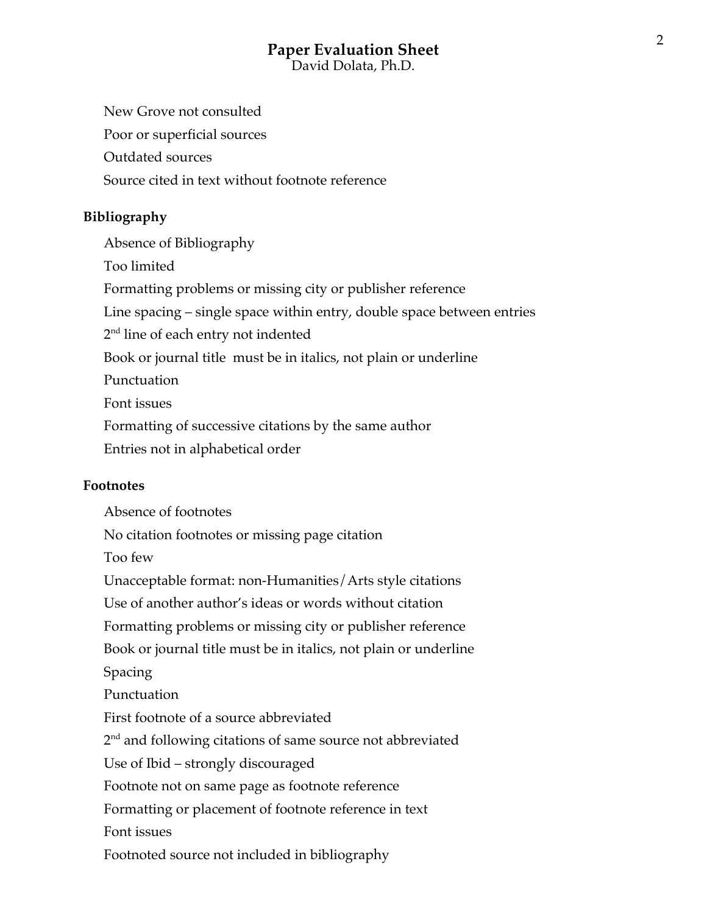# Paper Evaluation Sheet

David Dolata, Ph.D.

New Grove not consulted

Poor or superficial sources

Outdated sources

Source cited in text without footnote reference

**Bibliography**

Absence of Bibliography

Too limited

Formatting problems or missing city or publisher reference

Line spacing – single space within entry, double space between entries

2nd line of each entry not indented

Book or journal title  must be in italics, not plain or underline

Punctuation

Font issues

Formatting of successive citations by the same author

Entries not in alphabetical order

**Footnotes**

Absence of footnotes

No citation footnotes or missing page citation

Too few

Unacceptable format: non-Humanities/Arts style citations

Use of another author's ideas or words without citation

Formatting problems or missing city or publisher reference

Book or journal title must be in italics, not plain or underline

Spacing

Punctuation

First footnote of a source abbreviated

2nd and following citations of same source not abbreviated

Use of Ibid – strongly discouraged

Footnote not on same page as footnote reference

Formatting or placement of footnote reference in text

Font issues

Footnoted source not included in bibliography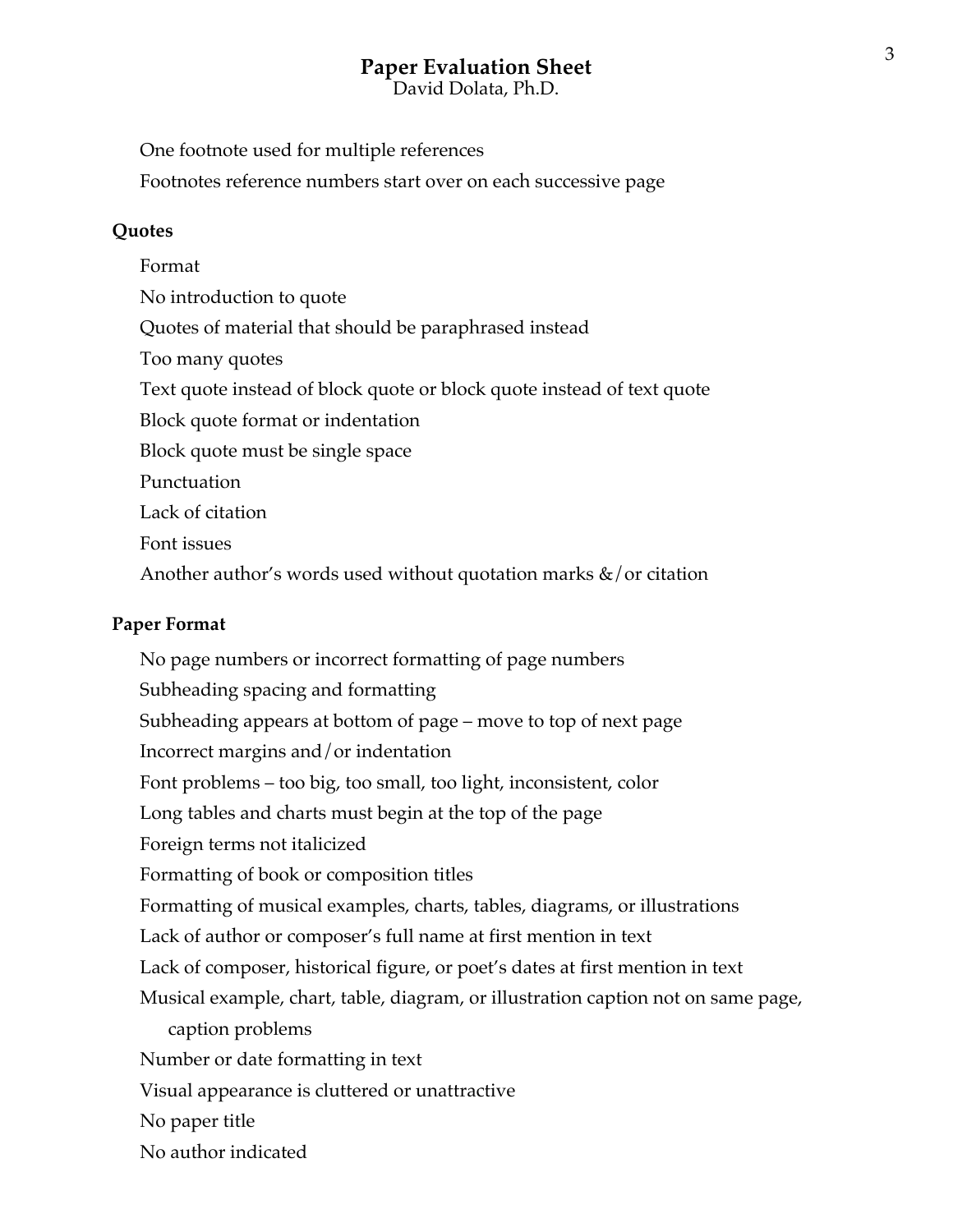# Paper Evaluation Sheet

David Dolata, Ph.D.

One footnote used for multiple references

Footnotes reference numbers start over on each successive page

**Quotes**

Format

No introduction to quote

Quotes of material that should be paraphrased instead

Too many quotes

Text quote instead of block quote or block quote instead of text quote

Block quote format or indentation

Block quote must be single space

Punctuation

Lack of citation

Font issues

Another author's words used without quotation marks &/or citation

**Paper Format**

No page numbers or incorrect formatting of page numbers

Subheading spacing and formatting

Subheading appears at bottom of page – move to top of next page

Incorrect margins and/or indentation

Font problems – too big, too small, too light, inconsistent, color

Long tables and charts must begin at the top of the page

Foreign terms not italicized

Formatting of book or composition titles

Formatting of musical examples, charts, tables, diagrams, or illustrations

Lack of author or composer's full name at first mention in text

Lack of composer, historical figure, or poet's dates at first mention in text

Musical example, chart, table, diagram, or illustration caption not on same page, caption problems

Number or date formatting in text

Visual appearance is cluttered or unattractive

No paper title

No author indicated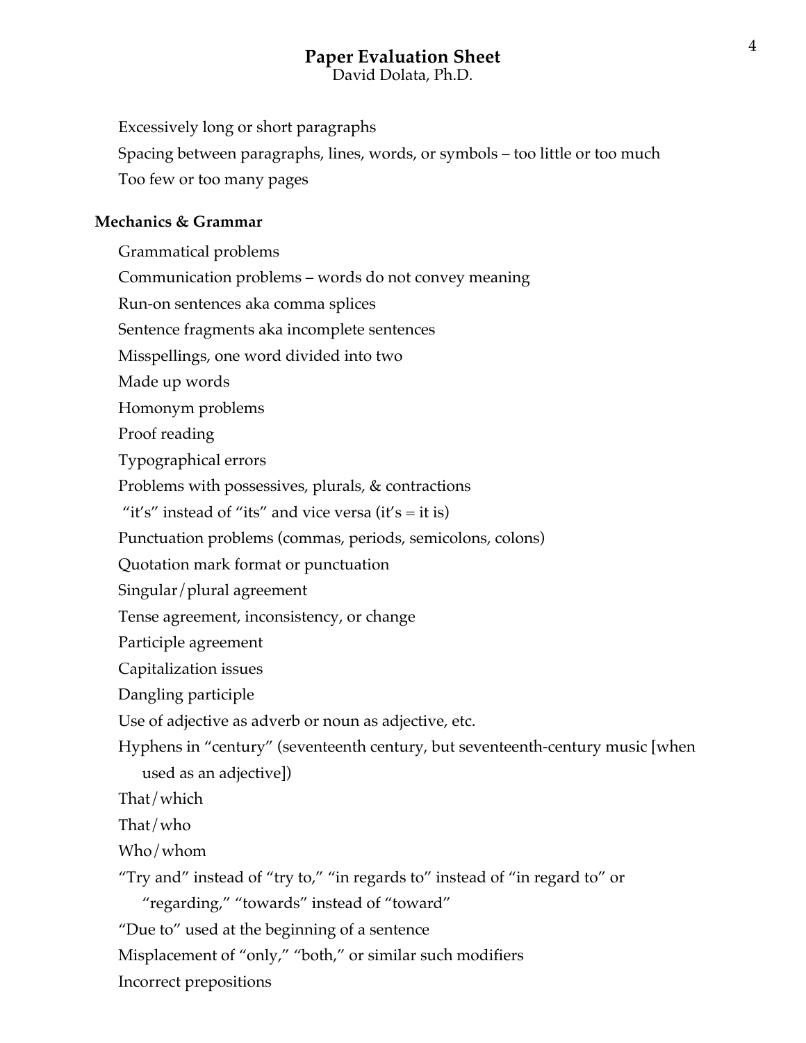Excessively long or short paragraphs

Spacing between paragraphs, lines, words, or symbols – too little or too much

Too few or too many pages

**Mechanics & Grammar**

Grammatical problems

Communication problems – words do not convey meaning

Run-on sentences aka comma splices

Sentence fragments aka incomplete sentences

Misspellings, one word divided into two

Made up words

Homonym problems

Proof reading

Typographical errors

Problems with possessives, plurals, & contractions

"it's" instead of "its" and vice versa (it's = it is)

Punctuation problems (commas, periods, semicolons, colons)

Quotation mark format or punctuation

Singular/plural agreement

Tense agreement, inconsistency, or change

Participle agreement

Capitalization issues

Dangling participle

Use of adjective as adverb or noun as adjective, etc.

Hyphens in "century" (seventeenth century, but seventeenth-century music [when used as an adjective])

That/which

That/who

Who/whom

"Try and" instead of "try to," "in regards to" instead of "in regard to" or "regarding," "towards" instead of "toward"

"Due to" used at the beginning of a sentence

Misplacement of "only," "both," or similar such modifiers

Incorrect prepositions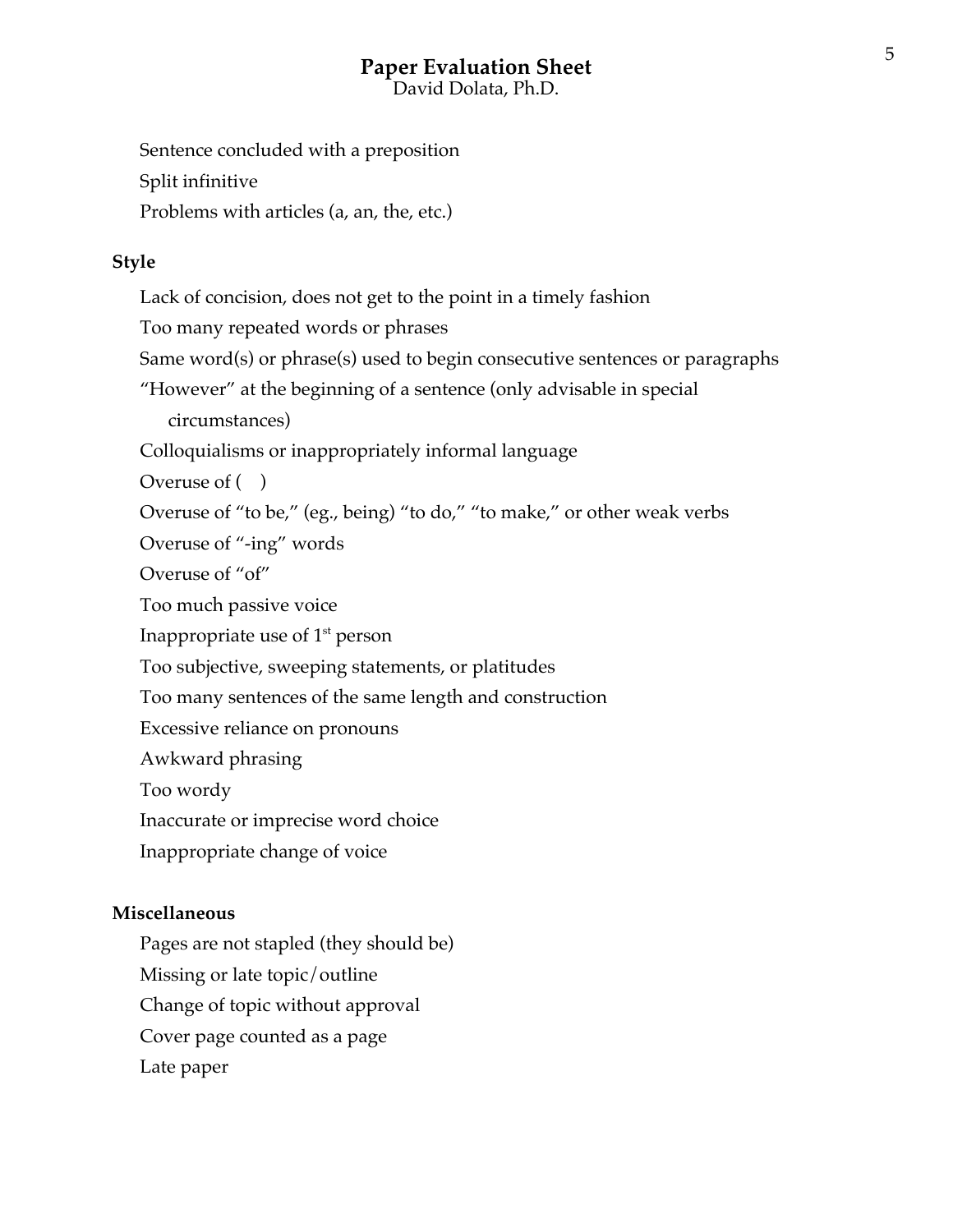# Paper Evaluation Sheet

David Dolata, Ph.D.

Sentence concluded with a preposition

Split infinitive

Problems with articles (a, an, the, etc.)

**Style**

Lack of concision, does not get to the point in a timely fashion

Too many repeated words or phrases

Same word(s) or phrase(s) used to begin consecutive sentences or paragraphs

"However" at the beginning of a sentence (only advisable in special circumstances)

Colloquialisms or inappropriately informal language

Overuse of ( )

Overuse of "to be," (eg., being) "to do," "to make," or other weak verbs

Overuse of "-ing" words

Overuse of "of"

Too much passive voice

Inappropriate use of 1st person

Too subjective, sweeping statements, or platitudes

Too many sentences of the same length and construction

Excessive reliance on pronouns

Awkward phrasing

Too wordy

Inaccurate or imprecise word choice

Inappropriate change of voice

**Miscellaneous**

Pages are not stapled (they should be)

Missing or late topic/outline

Change of topic without approval

Cover page counted as a page

Late paper